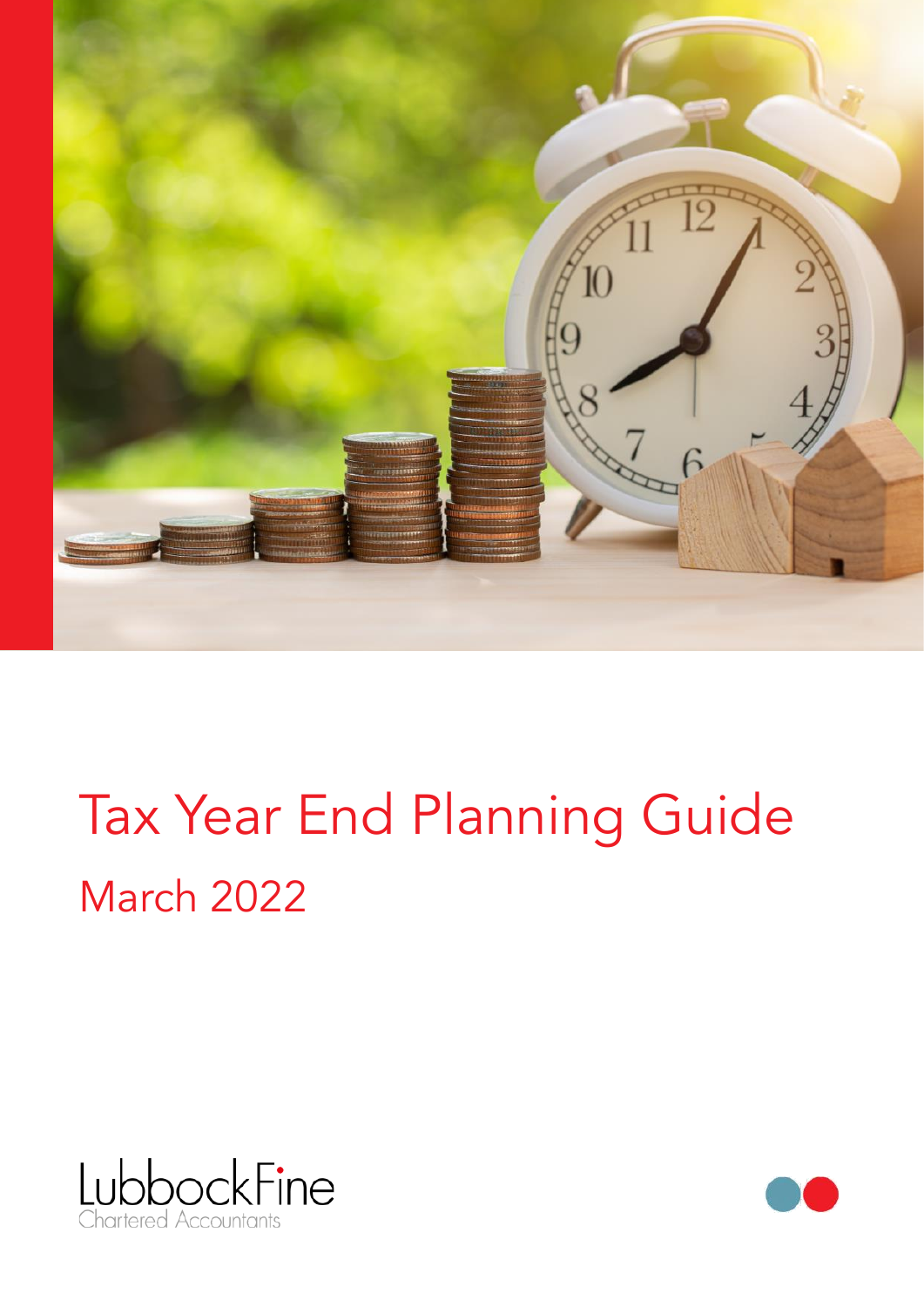# Tax Year End Planning Guide

## March 2022

LubbockFine
Chartered Accountants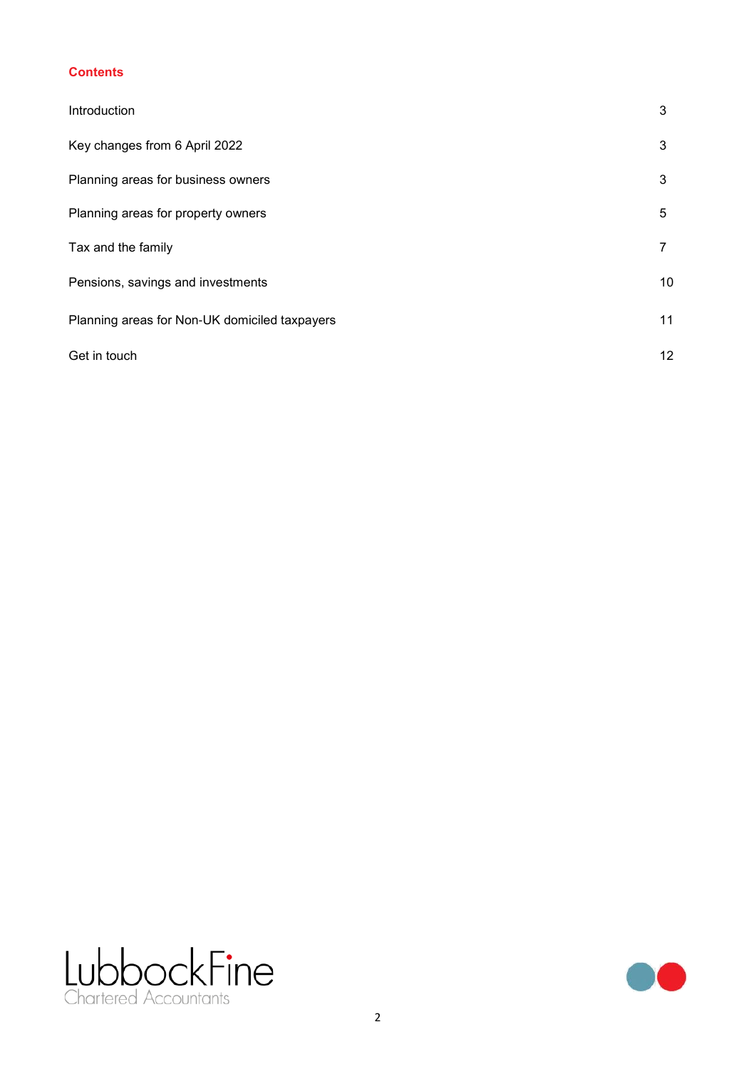## Contents

| | |
|---|---|
| Introduction | 3 |
| Key changes from 6 April 2022 | 3 |
| Planning areas for business owners | 3 |
| Planning areas for property owners | 5 |
| Tax and the family | 7 |
| Pensions, savings and investments | 10 |
| Planning areas for Non-UK domiciled taxpayers | 11 |
| Get in touch | 12 |

LubbockFine
Chartered Accountants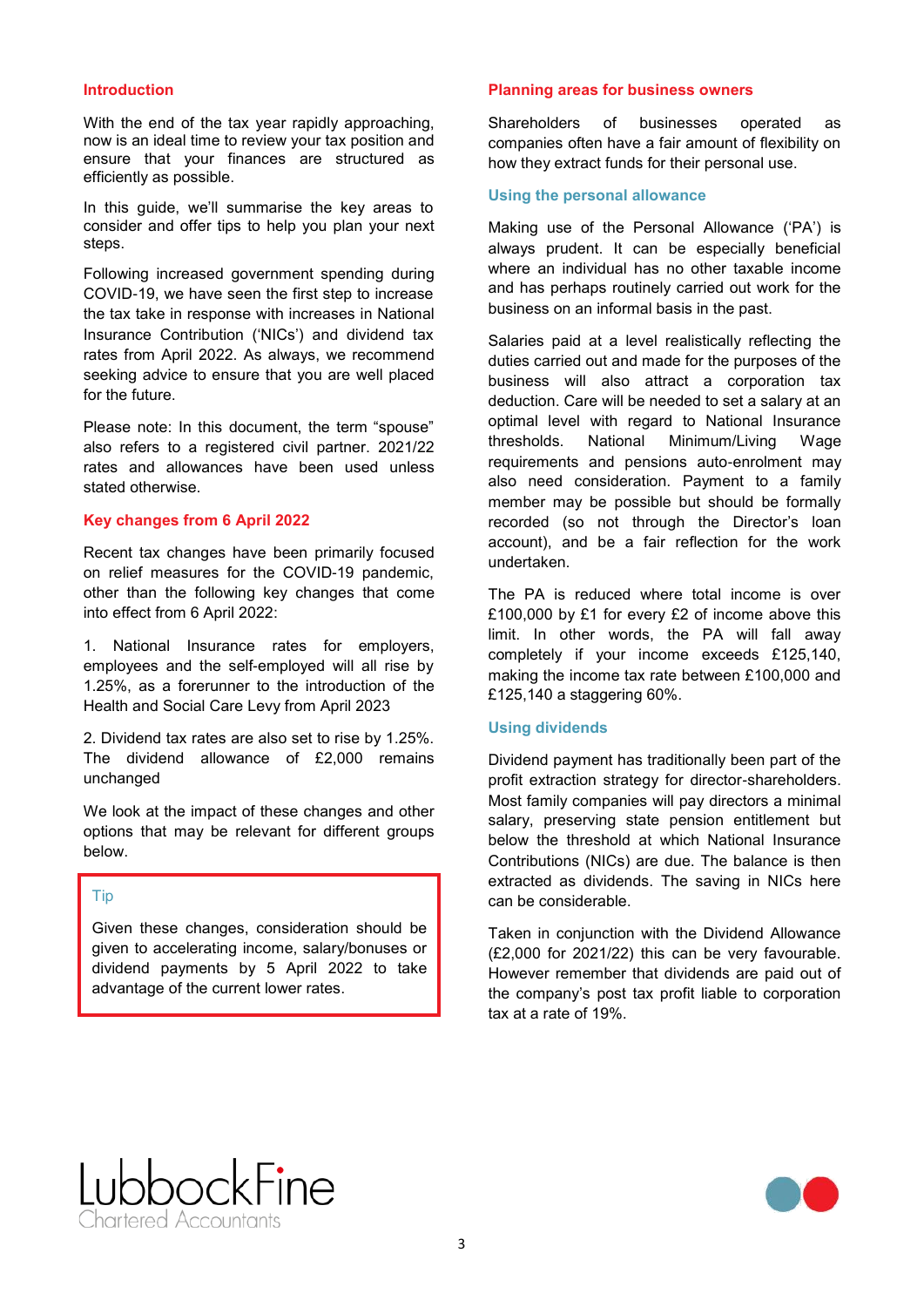## Introduction

With the end of the tax year rapidly approaching, now is an ideal time to review your tax position and ensure that your finances are structured as efficiently as possible.

In this guide, we'll summarise the key areas to consider and offer tips to help you plan your next steps.

Following increased government spending during COVID-19, we have seen the first step to increase the tax take in response with increases in National Insurance Contribution ('NICs') and dividend tax rates from April 2022. As always, we recommend seeking advice to ensure that you are well placed for the future.

Please note: In this document, the term "spouse" also refers to a registered civil partner. 2021/22 rates and allowances have been used unless stated otherwise.

## Key changes from 6 April 2022

Recent tax changes have been primarily focused on relief measures for the COVID-19 pandemic, other than the following key changes that come into effect from 6 April 2022:

1. National Insurance rates for employers, employees and the self-employed will all rise by 1.25%, as a forerunner to the introduction of the Health and Social Care Levy from April 2023

2. Dividend tax rates are also set to rise by 1.25%. The dividend allowance of £2,000 remains unchanged

We look at the impact of these changes and other options that may be relevant for different groups below.

> **Tip**
>
> Given these changes, consideration should be given to accelerating income, salary/bonuses or dividend payments by 5 April 2022 to take advantage of the current lower rates.

## Planning areas for business owners

Shareholders of businesses operated as companies often have a fair amount of flexibility on how they extract funds for their personal use.

### Using the personal allowance

Making use of the Personal Allowance ('PA') is always prudent. It can be especially beneficial where an individual has no other taxable income and has perhaps routinely carried out work for the business on an informal basis in the past.

Salaries paid at a level realistically reflecting the duties carried out and made for the purposes of the business will also attract a corporation tax deduction. Care will be needed to set a salary at an optimal level with regard to National Insurance thresholds. National Minimum/Living Wage requirements and pensions auto-enrolment may also need consideration. Payment to a family member may be possible but should be formally recorded (so not through the Director's loan account), and be a fair reflection for the work undertaken.

The PA is reduced where total income is over £100,000 by £1 for every £2 of income above this limit. In other words, the PA will fall away completely if your income exceeds £125,140, making the income tax rate between £100,000 and £125,140 a staggering 60%.

### Using dividends

Dividend payment has traditionally been part of the profit extraction strategy for director-shareholders. Most family companies will pay directors a minimal salary, preserving state pension entitlement but below the threshold at which National Insurance Contributions (NICs) are due. The balance is then extracted as dividends. The saving in NICs here can be considerable.

Taken in conjunction with the Dividend Allowance (£2,000 for 2021/22) this can be very favourable. However remember that dividends are paid out of the company's post tax profit liable to corporation tax at a rate of 19%.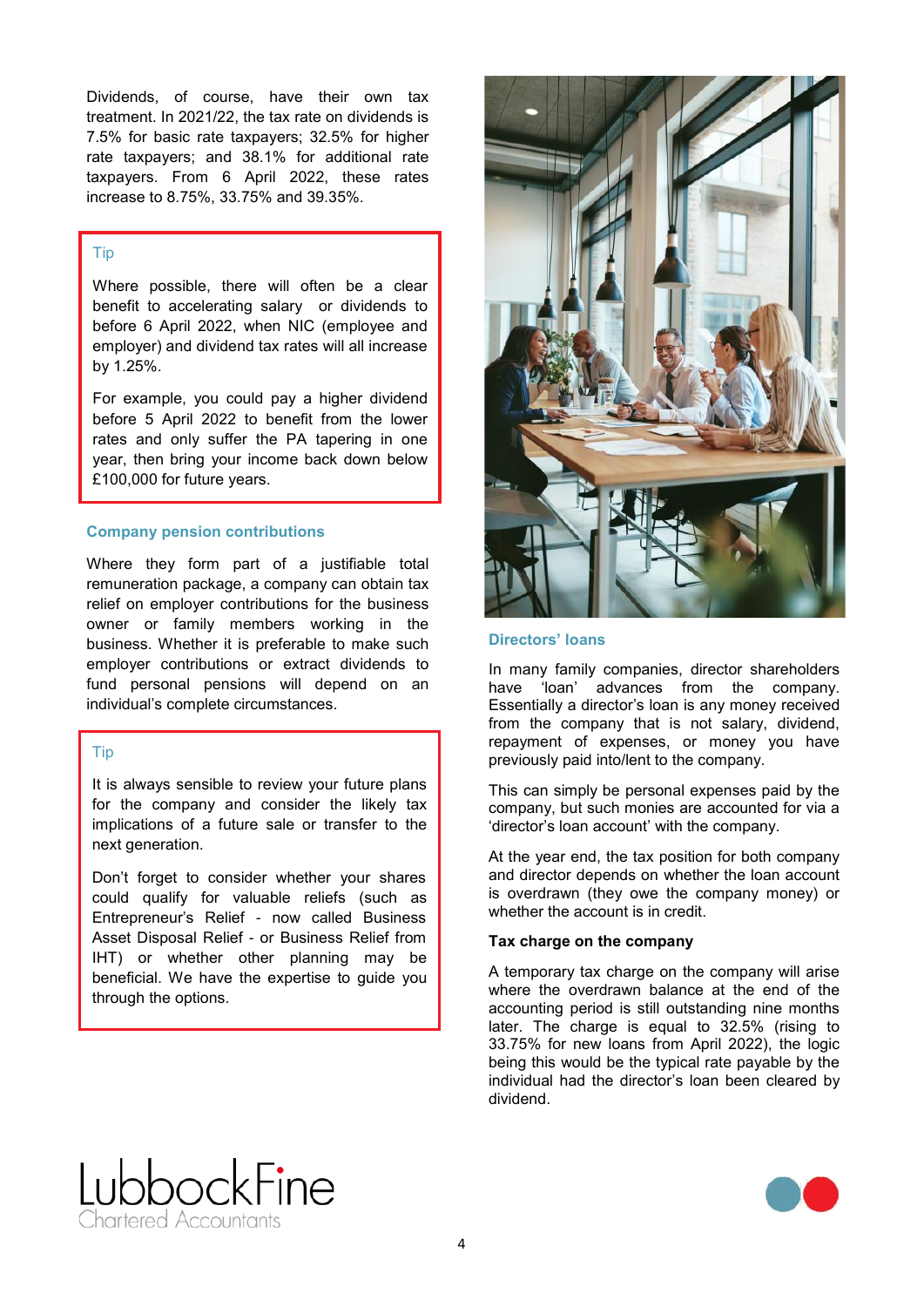Dividends, of course, have their own tax treatment. In 2021/22, the tax rate on dividends is 7.5% for basic rate taxpayers; 32.5% for higher rate taxpayers; and 38.1% for additional rate taxpayers. From 6 April 2022, these rates increase to 8.75%, 33.75% and 39.35%.

> **Tip**
>
> Where possible, there will often be a clear benefit to accelerating salary or dividends to before 6 April 2022, when NIC (employee and employer) and dividend tax rates will all increase by 1.25%.
>
> For example, you could pay a higher dividend before 5 April 2022 to benefit from the lower rates and only suffer the PA tapering in one year, then bring your income back down below £100,000 for future years.

### Company pension contributions

Where they form part of a justifiable total remuneration package, a company can obtain tax relief on employer contributions for the business owner or family members working in the business. Whether it is preferable to make such employer contributions or extract dividends to fund personal pensions will depend on an individual's complete circumstances.

> **Tip**
>
> It is always sensible to review your future plans for the company and consider the likely tax implications of a future sale or transfer to the next generation.
>
> Don't forget to consider whether your shares could qualify for valuable reliefs (such as Entrepreneur's Relief - now called Business Asset Disposal Relief - or Business Relief from IHT) or whether other planning may be beneficial. We have the expertise to guide you through the options.

### Directors' loans

In many family companies, director shareholders have 'loan' advances from the company. Essentially a director's loan is any money received from the company that is not salary, dividend, repayment of expenses, or money you have previously paid into/lent to the company.

This can simply be personal expenses paid by the company, but such monies are accounted for via a 'director's loan account' with the company.

At the year end, the tax position for both company and director depends on whether the loan account is overdrawn (they owe the company money) or whether the account is in credit.

**Tax charge on the company**

A temporary tax charge on the company will arise where the overdrawn balance at the end of the accounting period is still outstanding nine months later. The charge is equal to 32.5% (rising to 33.75% for new loans from April 2022), the logic being this would be the typical rate payable by the individual had the director's loan been cleared by dividend.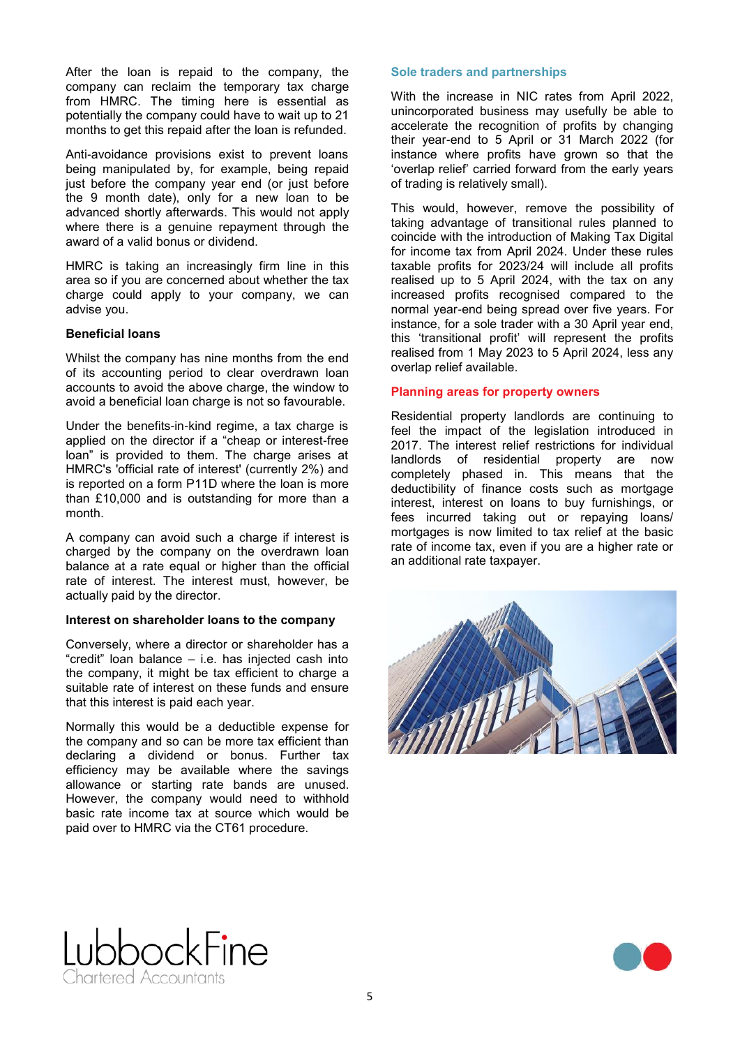After the loan is repaid to the company, the company can reclaim the temporary tax charge from HMRC. The timing here is essential as potentially the company could have to wait up to 21 months to get this repaid after the loan is refunded.

Anti-avoidance provisions exist to prevent loans being manipulated by, for example, being repaid just before the company year end (or just before the 9 month date), only for a new loan to be advanced shortly afterwards. This would not apply where there is a genuine repayment through the award of a valid bonus or dividend.

HMRC is taking an increasingly firm line in this area so if you are concerned about whether the tax charge could apply to your company, we can advise you.

### Beneficial loans

Whilst the company has nine months from the end of its accounting period to clear overdrawn loan accounts to avoid the above charge, the window to avoid a beneficial loan charge is not so favourable.

Under the benefits-in-kind regime, a tax charge is applied on the director if a "cheap or interest-free loan" is provided to them. The charge arises at HMRC's 'official rate of interest' (currently 2%) and is reported on a form P11D where the loan is more than £10,000 and is outstanding for more than a month.

A company can avoid such a charge if interest is charged by the company on the overdrawn loan balance at a rate equal or higher than the official rate of interest. The interest must, however, be actually paid by the director.

### Interest on shareholder loans to the company

Conversely, where a director or shareholder has a "credit" loan balance – i.e. has injected cash into the company, it might be tax efficient to charge a suitable rate of interest on these funds and ensure that this interest is paid each year.

Normally this would be a deductible expense for the company and so can be more tax efficient than declaring a dividend or bonus. Further tax efficiency may be available where the savings allowance or starting rate bands are unused. However, the company would need to withhold basic rate income tax at source which would be paid over to HMRC via the CT61 procedure.

## Sole traders and partnerships

With the increase in NIC rates from April 2022, unincorporated business may usefully be able to accelerate the recognition of profits by changing their year-end to 5 April or 31 March 2022 (for instance where profits have grown so that the 'overlap relief' carried forward from the early years of trading is relatively small).

This would, however, remove the possibility of taking advantage of transitional rules planned to coincide with the introduction of Making Tax Digital for income tax from April 2024. Under these rules taxable profits for 2023/24 will include all profits realised up to 5 April 2024, with the tax on any increased profits recognised compared to the normal year-end being spread over five years. For instance, for a sole trader with a 30 April year end, this 'transitional profit' will represent the profits realised from 1 May 2023 to 5 April 2024, less any overlap relief available.

## Planning areas for property owners

Residential property landlords are continuing to feel the impact of the legislation introduced in 2017. The interest relief restrictions for individual landlords of residential property are now completely phased in. This means that the deductibility of finance costs such as mortgage interest, interest on loans to buy furnishings, or fees incurred taking out or repaying loans/ mortgages is now limited to tax relief at the basic rate of income tax, even if you are a higher rate or an additional rate taxpayer.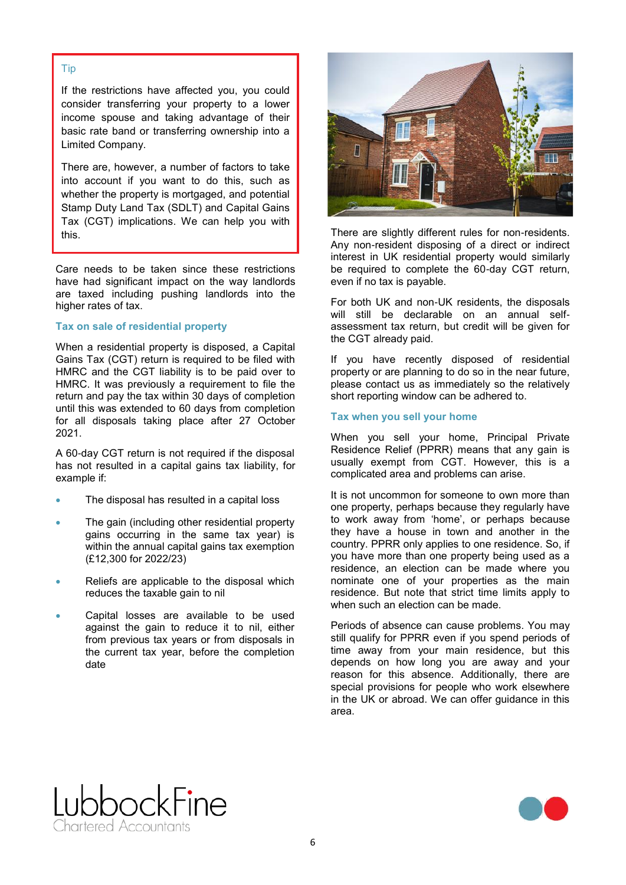> **Tip**
>
> If the restrictions have affected you, you could consider transferring your property to a lower income spouse and taking advantage of their basic rate band or transferring ownership into a Limited Company.
>
> There are, however, a number of factors to take into account if you want to do this, such as whether the property is mortgaged, and potential Stamp Duty Land Tax (SDLT) and Capital Gains Tax (CGT) implications. We can help you with this.

Care needs to be taken since these restrictions have had significant impact on the way landlords are taxed including pushing landlords into the higher rates of tax.

### Tax on sale of residential property

When a residential property is disposed, a Capital Gains Tax (CGT) return is required to be filed with HMRC and the CGT liability is to be paid over to HMRC. It was previously a requirement to file the return and pay the tax within 30 days of completion until this was extended to 60 days from completion for all disposals taking place after 27 October 2021.

A 60-day CGT return is not required if the disposal has not resulted in a capital gains tax liability, for example if:

- The disposal has resulted in a capital loss
- The gain (including other residential property gains occurring in the same tax year) is within the annual capital gains tax exemption (£12,300 for 2022/23)
- Reliefs are applicable to the disposal which reduces the taxable gain to nil
- Capital losses are available to be used against the gain to reduce it to nil, either from previous tax years or from disposals in the current tax year, before the completion date

There are slightly different rules for non-residents. Any non-resident disposing of a direct or indirect interest in UK residential property would similarly be required to complete the 60-day CGT return, even if no tax is payable.

For both UK and non-UK residents, the disposals will still be declarable on an annual self-assessment tax return, but credit will be given for the CGT already paid.

If you have recently disposed of residential property or are planning to do so in the near future, please contact us as immediately so the relatively short reporting window can be adhered to.

### Tax when you sell your home

When you sell your home, Principal Private Residence Relief (PPRR) means that any gain is usually exempt from CGT. However, this is a complicated area and problems can arise.

It is not uncommon for someone to own more than one property, perhaps because they regularly have to work away from 'home', or perhaps because they have a house in town and another in the country. PPRR only applies to one residence. So, if you have more than one property being used as a residence, an election can be made where you nominate one of your properties as the main residence. But note that strict time limits apply to when such an election can be made.

Periods of absence can cause problems. You may still qualify for PPRR even if you spend periods of time away from your main residence, but this depends on how long you are away and your reason for this absence. Additionally, there are special provisions for people who work elsewhere in the UK or abroad. We can offer guidance in this area.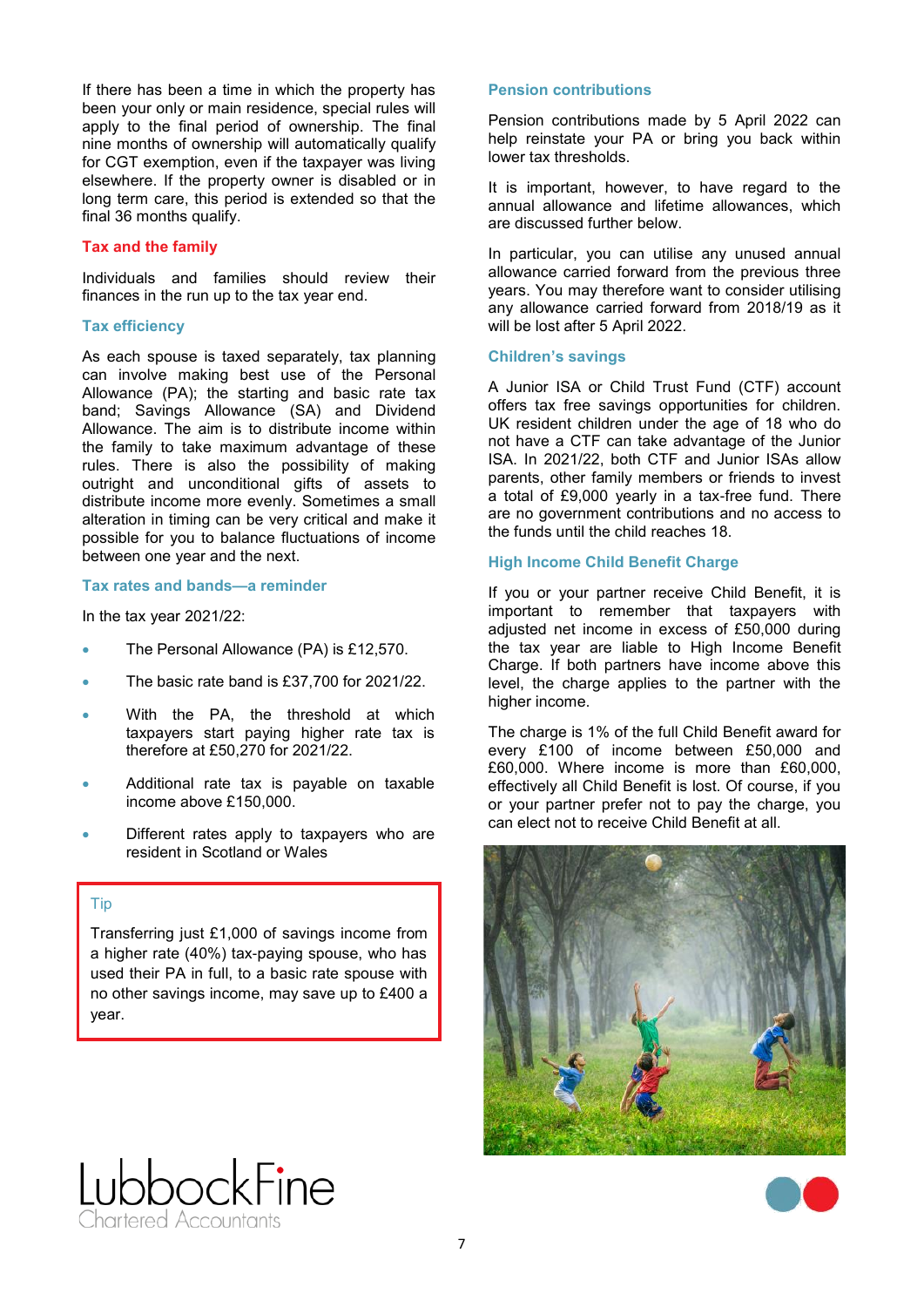If there has been a time in which the property has been your only or main residence, special rules will apply to the final period of ownership. The final nine months of ownership will automatically qualify for CGT exemption, even if the taxpayer was living elsewhere. If the property owner is disabled or in long term care, this period is extended so that the final 36 months qualify.

## Tax and the family

Individuals and families should review their finances in the run up to the tax year end.

### Tax efficiency

As each spouse is taxed separately, tax planning can involve making best use of the Personal Allowance (PA); the starting and basic rate tax band; Savings Allowance (SA) and Dividend Allowance. The aim is to distribute income within the family to take maximum advantage of these rules. There is also the possibility of making outright and unconditional gifts of assets to distribute income more evenly. Sometimes a small alteration in timing can be very critical and make it possible for you to balance fluctuations of income between one year and the next.

### Tax rates and bands—a reminder

In the tax year 2021/22:

- The Personal Allowance (PA) is £12,570.
- The basic rate band is £37,700 for 2021/22.
- With the PA, the threshold at which taxpayers start paying higher rate tax is therefore at £50,270 for 2021/22.
- Additional rate tax is payable on taxable income above £150,000.
- Different rates apply to taxpayers who are resident in Scotland or Wales

> **Tip**
>
> Transferring just £1,000 of savings income from a higher rate (40%) tax-paying spouse, who has used their PA in full, to a basic rate spouse with no other savings income, may save up to £400 a year.

### Pension contributions

Pension contributions made by 5 April 2022 can help reinstate your PA or bring you back within lower tax thresholds.

It is important, however, to have regard to the annual allowance and lifetime allowances, which are discussed further below.

In particular, you can utilise any unused annual allowance carried forward from the previous three years. You may therefore want to consider utilising any allowance carried forward from 2018/19 as it will be lost after 5 April 2022.

### Children's savings

A Junior ISA or Child Trust Fund (CTF) account offers tax free savings opportunities for children. UK resident children under the age of 18 who do not have a CTF can take advantage of the Junior ISA. In 2021/22, both CTF and Junior ISAs allow parents, other family members or friends to invest a total of £9,000 yearly in a tax-free fund. There are no government contributions and no access to the funds until the child reaches 18.

### High Income Child Benefit Charge

If you or your partner receive Child Benefit, it is important to remember that taxpayers with adjusted net income in excess of £50,000 during the tax year are liable to High Income Benefit Charge. If both partners have income above this level, the charge applies to the partner with the higher income.

The charge is 1% of the full Child Benefit award for every £100 of income between £50,000 and £60,000. Where income is more than £60,000, effectively all Child Benefit is lost. Of course, if you or your partner prefer not to pay the charge, you can elect not to receive Child Benefit at all.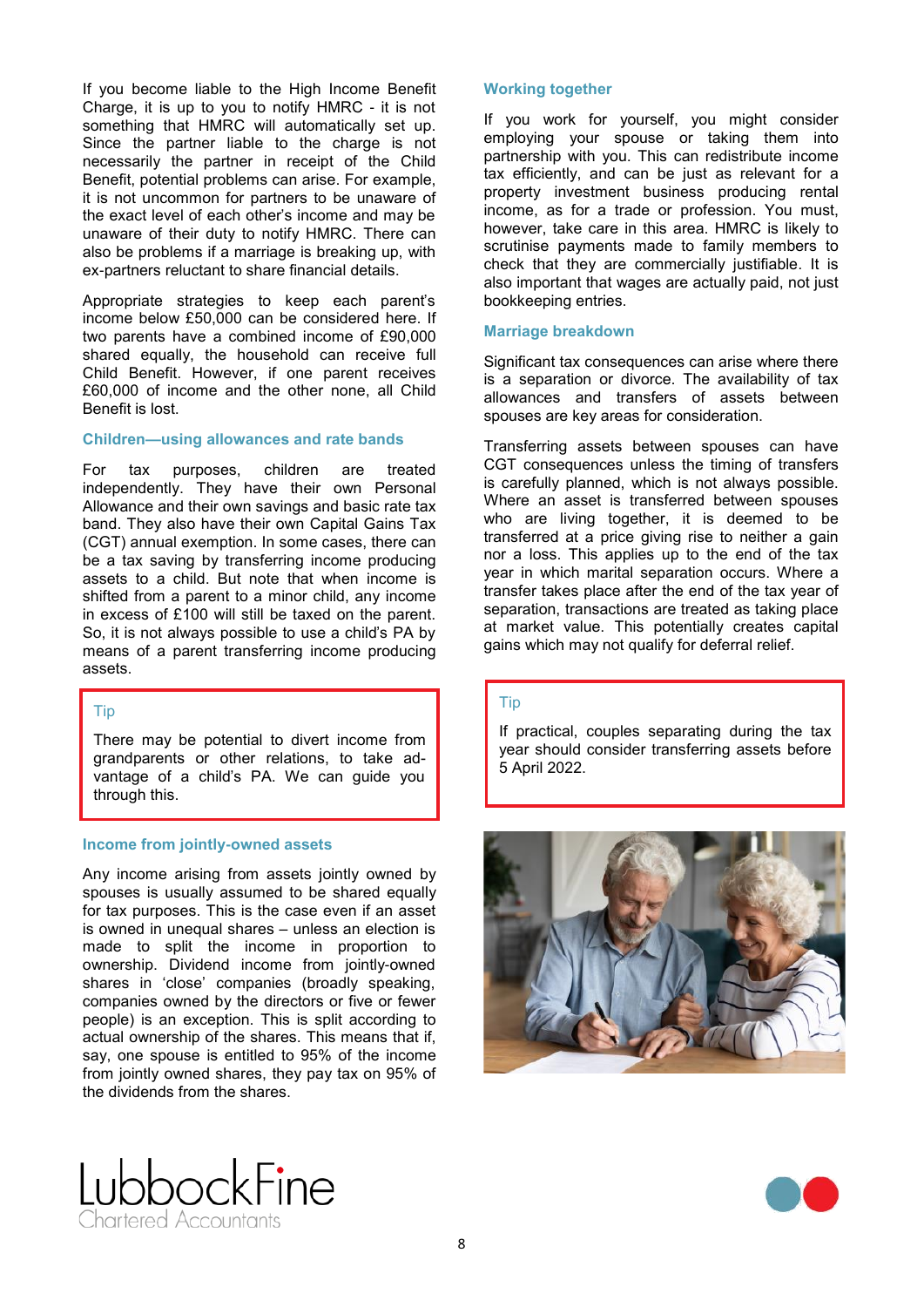If you become liable to the High Income Benefit Charge, it is up to you to notify HMRC - it is not something that HMRC will automatically set up. Since the partner liable to the charge is not necessarily the partner in receipt of the Child Benefit, potential problems can arise. For example, it is not uncommon for partners to be unaware of the exact level of each other's income and may be unaware of their duty to notify HMRC. There can also be problems if a marriage is breaking up, with ex-partners reluctant to share financial details.

Appropriate strategies to keep each parent's income below £50,000 can be considered here. If two parents have a combined income of £90,000 shared equally, the household can receive full Child Benefit. However, if one parent receives £60,000 of income and the other none, all Child Benefit is lost.

### Children—using allowances and rate bands

For tax purposes, children are treated independently. They have their own Personal Allowance and their own savings and basic rate tax band. They also have their own Capital Gains Tax (CGT) annual exemption. In some cases, there can be a tax saving by transferring income producing assets to a child. But note that when income is shifted from a parent to a minor child, any income in excess of £100 will still be taxed on the parent. So, it is not always possible to use a child's PA by means of a parent transferring income producing assets.

> **Tip**
>
> There may be potential to divert income from grandparents or other relations, to take advantage of a child's PA. We can guide you through this.

### Income from jointly-owned assets

Any income arising from assets jointly owned by spouses is usually assumed to be shared equally for tax purposes. This is the case even if an asset is owned in unequal shares – unless an election is made to split the income in proportion to ownership. Dividend income from jointly-owned shares in 'close' companies (broadly speaking, companies owned by the directors or five or fewer people) is an exception. This is split according to actual ownership of the shares. This means that if, say, one spouse is entitled to 95% of the income from jointly owned shares, they pay tax on 95% of the dividends from the shares.

### Working together

If you work for yourself, you might consider employing your spouse or taking them into partnership with you. This can redistribute income tax efficiently, and can be just as relevant for a property investment business producing rental income, as for a trade or profession. You must, however, take care in this area. HMRC is likely to scrutinise payments made to family members to check that they are commercially justifiable. It is also important that wages are actually paid, not just bookkeeping entries.

### Marriage breakdown

Significant tax consequences can arise where there is a separation or divorce. The availability of tax allowances and transfers of assets between spouses are key areas for consideration.

Transferring assets between spouses can have CGT consequences unless the timing of transfers is carefully planned, which is not always possible. Where an asset is transferred between spouses who are living together, it is deemed to be transferred at a price giving rise to neither a gain nor a loss. This applies up to the end of the tax year in which marital separation occurs. Where a transfer takes place after the end of the tax year of separation, transactions are treated as taking place at market value. This potentially creates capital gains which may not qualify for deferral relief.

> **Tip**
>
> If practical, couples separating during the tax year should consider transferring assets before 5 April 2022.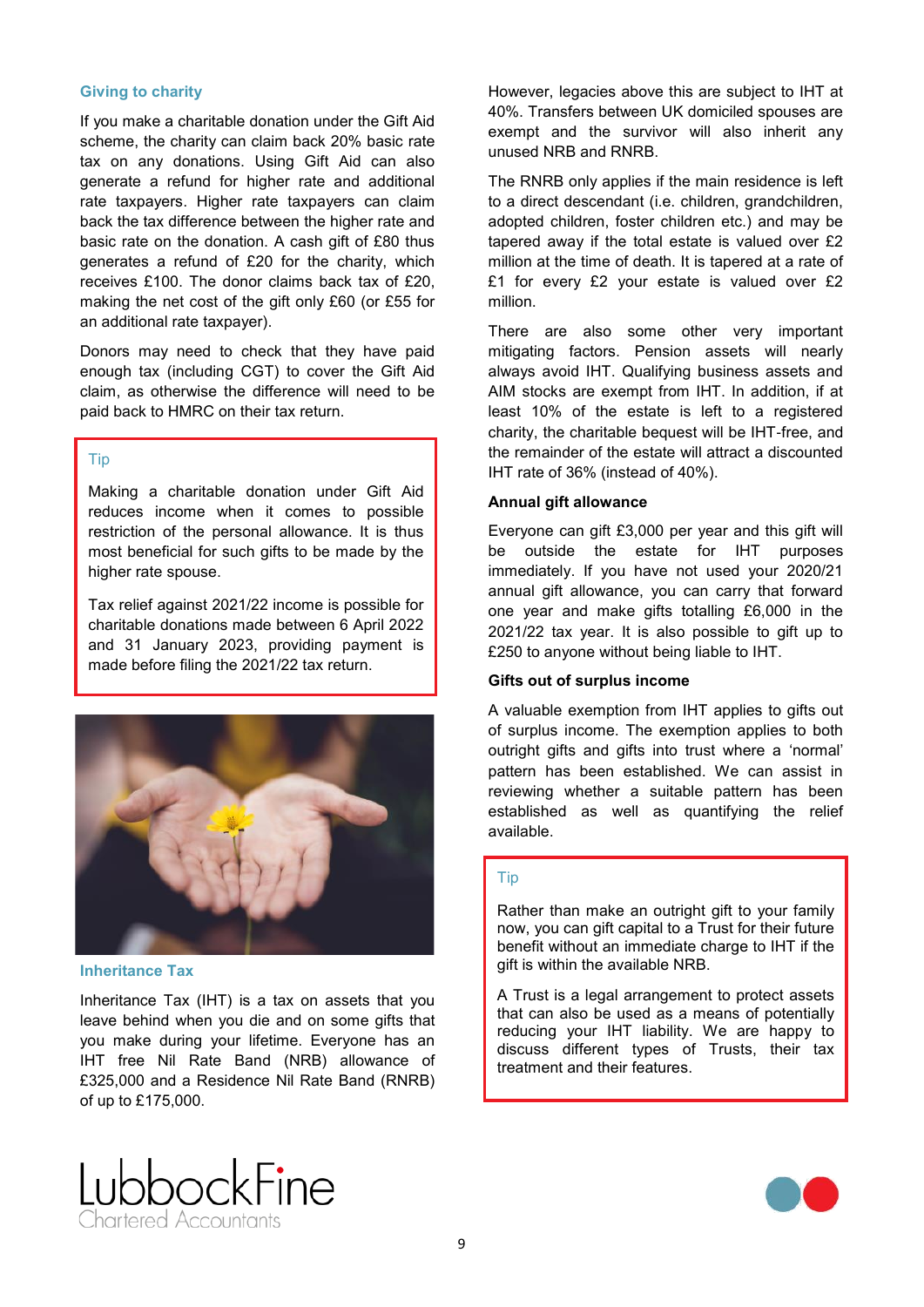## Giving to charity

If you make a charitable donation under the Gift Aid scheme, the charity can claim back 20% basic rate tax on any donations. Using Gift Aid can also generate a refund for higher rate and additional rate taxpayers. Higher rate taxpayers can claim back the tax difference between the higher rate and basic rate on the donation. A cash gift of £80 thus generates a refund of £20 for the charity, which receives £100. The donor claims back tax of £20, making the net cost of the gift only £60 (or £55 for an additional rate taxpayer).

Donors may need to check that they have paid enough tax (including CGT) to cover the Gift Aid claim, as otherwise the difference will need to be paid back to HMRC on their tax return.

> **Tip**
>
> Making a charitable donation under Gift Aid reduces income when it comes to possible restriction of the personal allowance. It is thus most beneficial for such gifts to be made by the higher rate spouse.
>
> Tax relief against 2021/22 income is possible for charitable donations made between 6 April 2022 and 31 January 2023, providing payment is made before filing the 2021/22 tax return.

## Inheritance Tax

Inheritance Tax (IHT) is a tax on assets that you leave behind when you die and on some gifts that you make during your lifetime. Everyone has an IHT free Nil Rate Band (NRB) allowance of £325,000 and a Residence Nil Rate Band (RNRB) of up to £175,000.

However, legacies above this are subject to IHT at 40%. Transfers between UK domiciled spouses are exempt and the survivor will also inherit any unused NRB and RNRB.

The RNRB only applies if the main residence is left to a direct descendant (i.e. children, grandchildren, adopted children, foster children etc.) and may be tapered away if the total estate is valued over £2 million at the time of death. It is tapered at a rate of £1 for every £2 your estate is valued over £2 million.

There are also some other very important mitigating factors. Pension assets will nearly always avoid IHT. Qualifying business assets and AIM stocks are exempt from IHT. In addition, if at least 10% of the estate is left to a registered charity, the charitable bequest will be IHT-free, and the remainder of the estate will attract a discounted IHT rate of 36% (instead of 40%).

### Annual gift allowance

Everyone can gift £3,000 per year and this gift will be outside the estate for IHT purposes immediately. If you have not used your 2020/21 annual gift allowance, you can carry that forward one year and make gifts totalling £6,000 in the 2021/22 tax year. It is also possible to gift up to £250 to anyone without being liable to IHT.

### Gifts out of surplus income

A valuable exemption from IHT applies to gifts out of surplus income. The exemption applies to both outright gifts and gifts into trust where a 'normal' pattern has been established. We can assist in reviewing whether a suitable pattern has been established as well as quantifying the relief available.

> **Tip**
>
> Rather than make an outright gift to your family now, you can gift capital to a Trust for their future benefit without an immediate charge to IHT if the gift is within the available NRB.
>
> A Trust is a legal arrangement to protect assets that can also be used as a means of potentially reducing your IHT liability. We are happy to discuss different types of Trusts, their tax treatment and their features.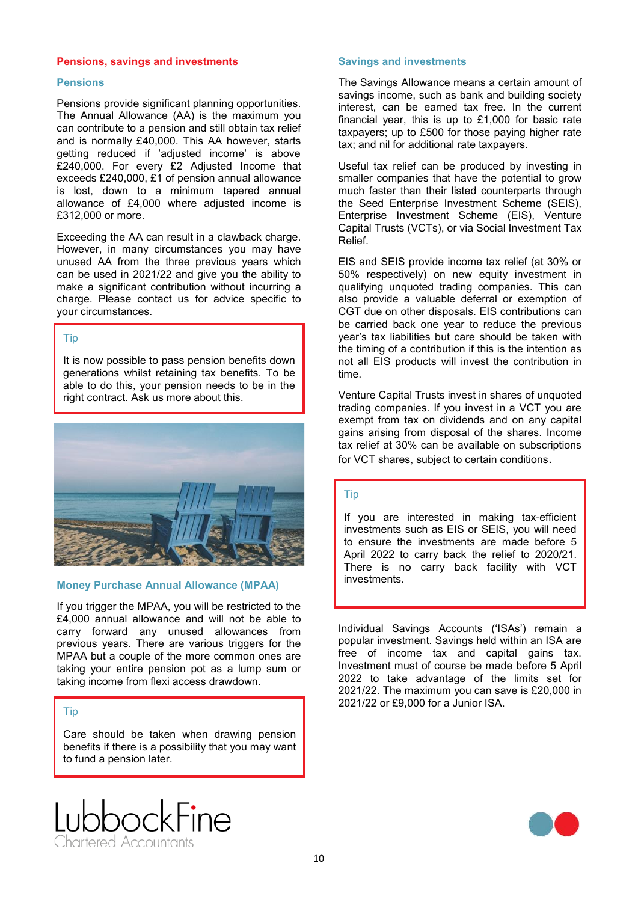## Pensions, savings and investments

### Pensions

Pensions provide significant planning opportunities. The Annual Allowance (AA) is the maximum you can contribute to a pension and still obtain tax relief and is normally £40,000. This AA however, starts getting reduced if 'adjusted income' is above £240,000. For every £2 Adjusted Income that exceeds £240,000, £1 of pension annual allowance is lost, down to a minimum tapered annual allowance of £4,000 where adjusted income is £312,000 or more.

Exceeding the AA can result in a clawback charge. However, in many circumstances you may have unused AA from the three previous years which can be used in 2021/22 and give you the ability to make a significant contribution without incurring a charge. Please contact us for advice specific to your circumstances.

> **Tip**
>
> It is now possible to pass pension benefits down generations whilst retaining tax benefits. To be able to do this, your pension needs to be in the right contract. Ask us more about this.

### Money Purchase Annual Allowance (MPAA)

If you trigger the MPAA, you will be restricted to the £4,000 annual allowance and will not be able to carry forward any unused allowances from previous years. There are various triggers for the MPAA but a couple of the more common ones are taking your entire pension pot as a lump sum or taking income from flexi access drawdown.

> **Tip**
>
> Care should be taken when drawing pension benefits if there is a possibility that you may want to fund a pension later.

### Savings and investments

The Savings Allowance means a certain amount of savings income, such as bank and building society interest, can be earned tax free. In the current financial year, this is up to £1,000 for basic rate taxpayers; up to £500 for those paying higher rate tax; and nil for additional rate taxpayers.

Useful tax relief can be produced by investing in smaller companies that have the potential to grow much faster than their listed counterparts through the Seed Enterprise Investment Scheme (SEIS), Enterprise Investment Scheme (EIS), Venture Capital Trusts (VCTs), or via Social Investment Tax Relief.

EIS and SEIS provide income tax relief (at 30% or 50% respectively) on new equity investment in qualifying unquoted trading companies. This can also provide a valuable deferral or exemption of CGT due on other disposals. EIS contributions can be carried back one year to reduce the previous year's tax liabilities but care should be taken with the timing of a contribution if this is the intention as not all EIS products will invest the contribution in time.

Venture Capital Trusts invest in shares of unquoted trading companies. If you invest in a VCT you are exempt from tax on dividends and on any capital gains arising from disposal of the shares. Income tax relief at 30% can be available on subscriptions for VCT shares, subject to certain conditions.

> **Tip**
>
> If you are interested in making tax-efficient investments such as EIS or SEIS, you will need to ensure the investments are made before 5 April 2022 to carry back the relief to 2020/21. There is no carry back facility with VCT investments.

Individual Savings Accounts ('ISAs') remain a popular investment. Savings held within an ISA are free of income tax and capital gains tax. Investment must of course be made before 5 April 2022 to take advantage of the limits set for 2021/22. The maximum you can save is £20,000 in 2021/22 or £9,000 for a Junior ISA.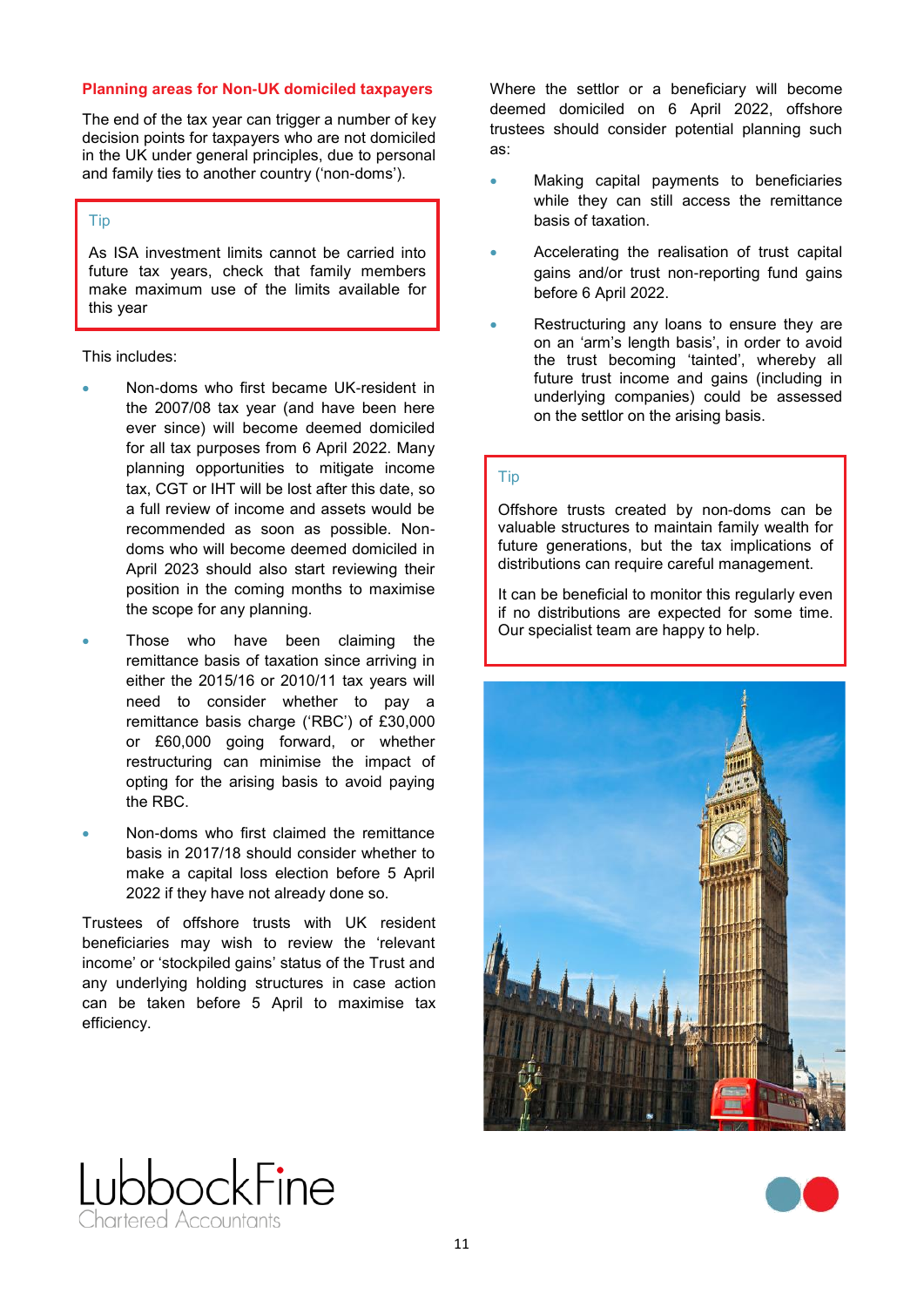## Planning areas for Non-UK domiciled taxpayers

The end of the tax year can trigger a number of key decision points for taxpayers who are not domiciled in the UK under general principles, due to personal and family ties to another country ('non-doms').

> **Tip**
>
> As ISA investment limits cannot be carried into future tax years, check that family members make maximum use of the limits available for this year

This includes:

- Non-doms who first became UK-resident in the 2007/08 tax year (and have been here ever since) will become deemed domiciled for all tax purposes from 6 April 2022. Many planning opportunities to mitigate income tax, CGT or IHT will be lost after this date, so a full review of income and assets would be recommended as soon as possible. Non-doms who will become deemed domiciled in April 2023 should also start reviewing their position in the coming months to maximise the scope for any planning.
- Those who have been claiming the remittance basis of taxation since arriving in either the 2015/16 or 2010/11 tax years will need to consider whether to pay a remittance basis charge ('RBC') of £30,000 or £60,000 going forward, or whether restructuring can minimise the impact of opting for the arising basis to avoid paying the RBC.
- Non-doms who first claimed the remittance basis in 2017/18 should consider whether to make a capital loss election before 5 April 2022 if they have not already done so.

Trustees of offshore trusts with UK resident beneficiaries may wish to review the 'relevant income' or 'stockpiled gains' status of the Trust and any underlying holding structures in case action can be taken before 5 April to maximise tax efficiency.

Where the settlor or a beneficiary will become deemed domiciled on 6 April 2022, offshore trustees should consider potential planning such as:

- Making capital payments to beneficiaries while they can still access the remittance basis of taxation.
- Accelerating the realisation of trust capital gains and/or trust non-reporting fund gains before 6 April 2022.
- Restructuring any loans to ensure they are on an 'arm's length basis', in order to avoid the trust becoming 'tainted', whereby all future trust income and gains (including in underlying companies) could be assessed on the settlor on the arising basis.

> **Tip**
>
> Offshore trusts created by non-doms can be valuable structures to maintain family wealth for future generations, but the tax implications of distributions can require careful management.
>
> It can be beneficial to monitor this regularly even if no distributions are expected for some time. Our specialist team are happy to help.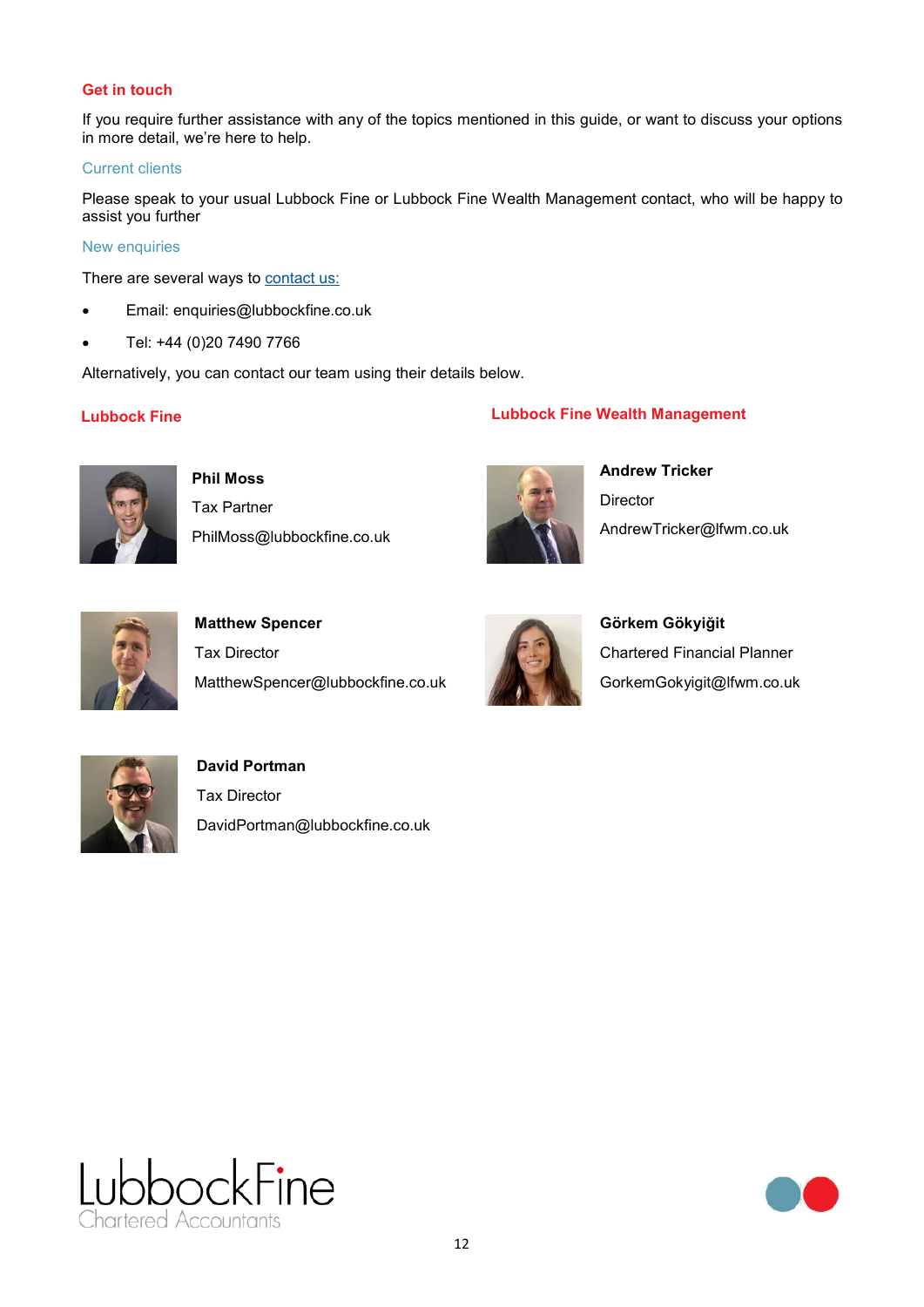## Get in touch

If you require further assistance with any of the topics mentioned in this guide, or want to discuss your options in more detail, we're here to help.

### Current clients

Please speak to your usual Lubbock Fine or Lubbock Fine Wealth Management contact, who will be happy to assist you further

### New enquiries

There are several ways to contact us:

- Email: enquiries@lubbockfine.co.uk
- Tel: +44 (0)20 7490 7766

Alternatively, you can contact our team using their details below.

### Lubbock Fine

**Phil Moss**
Tax Partner
PhilMoss@lubbockfine.co.uk

**Matthew Spencer**
Tax Director
MatthewSpencer@lubbockfine.co.uk

**David Portman**
Tax Director
DavidPortman@lubbockfine.co.uk

### Lubbock Fine Wealth Management

**Andrew Tricker**
Director
AndrewTricker@lfwm.co.uk

**Görkem Gökyiğit**
Chartered Financial Planner
GorkemGokyigit@lfwm.co.uk

LubbockFine
Chartered Accountants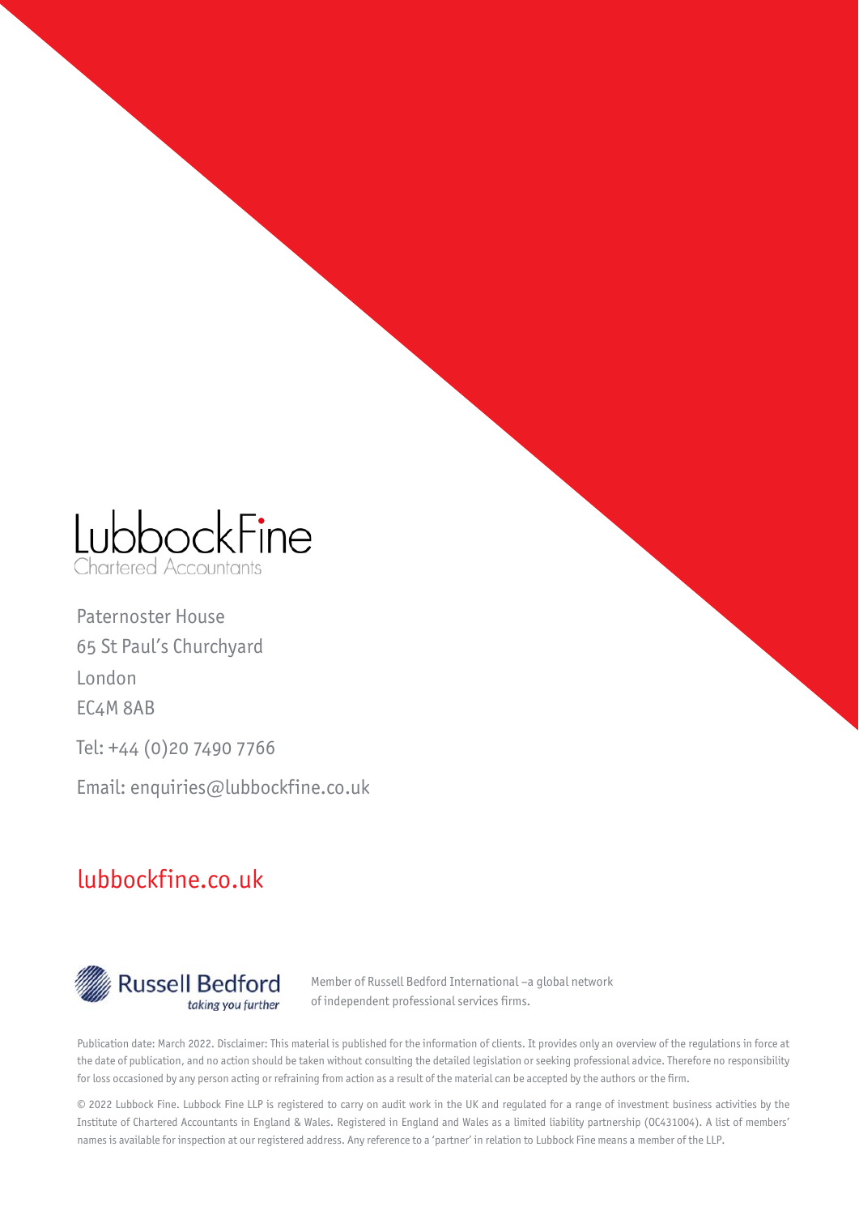LubbockFine
Chartered Accountants

Paternoster House
65 St Paul's Churchyard
London
EC4M 8AB

Tel: +44 (0)20 7490 7766

Email: enquiries@lubbockfine.co.uk

lubbockfine.co.uk

Russell Bedford
*taking you further*

Member of Russell Bedford International –a global network of independent professional services firms.

Publication date: March 2022. Disclaimer: This material is published for the information of clients. It provides only an overview of the regulations in force at the date of publication, and no action should be taken without consulting the detailed legislation or seeking professional advice. Therefore no responsibility for loss occasioned by any person acting or refraining from action as a result of the material can be accepted by the authors or the firm.

© 2022 Lubbock Fine. Lubbock Fine LLP is registered to carry on audit work in the UK and regulated for a range of investment business activities by the Institute of Chartered Accountants in England & Wales. Registered in England and Wales as a limited liability partnership (OC431004). A list of members' names is available for inspection at our registered address. Any reference to a 'partner' in relation to Lubbock Fine means a member of the LLP.